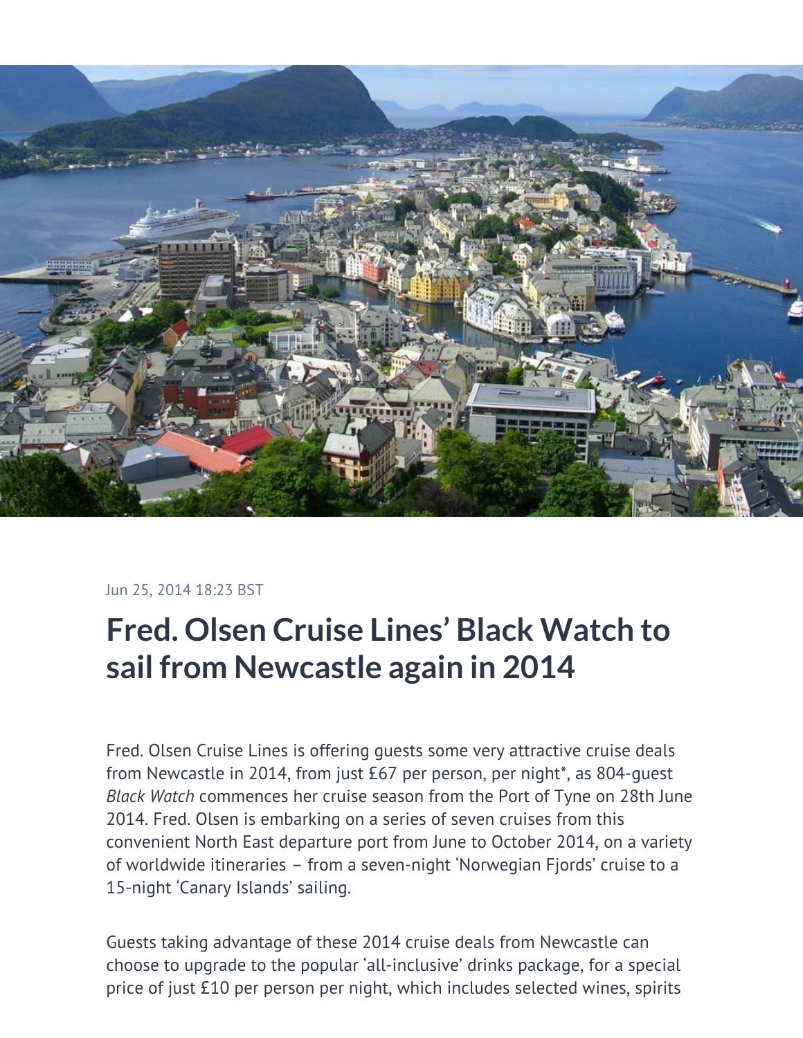Jun 25, 2014 18:23 BST

# Fred. Olsen Cruise Lines' Black Watch to sail from Newcastle again in 2014

Fred. Olsen Cruise Lines is offering guests some very attractive cruise deals from Newcastle in 2014, from just £67 per person, per night*, as 804-guest *Black Watch* commences her cruise season from the Port of Tyne on 28th June 2014. Fred. Olsen is embarking on a series of seven cruises from this convenient North East departure port from June to October 2014, on a variety of worldwide itineraries – from a seven-night 'Norwegian Fjords' cruise to a 15-night 'Canary Islands' sailing.

Guests taking advantage of these 2014 cruise deals from Newcastle can choose to upgrade to the popular 'all-inclusive' drinks package, for a special price of just £10 per person per night, which includes selected wines, spirits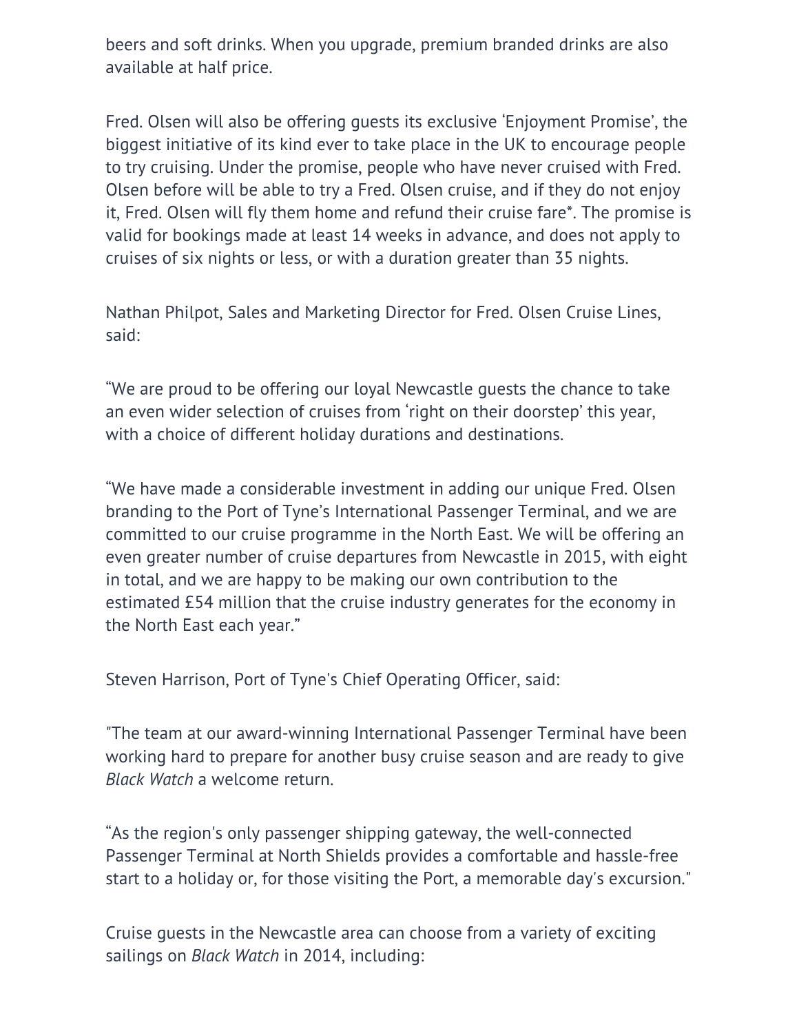beers and soft drinks. When you upgrade, premium branded drinks are also available at half price.

Fred. Olsen will also be offering guests its exclusive 'Enjoyment Promise', the biggest initiative of its kind ever to take place in the UK to encourage people to try cruising. Under the promise, people who have never cruised with Fred. Olsen before will be able to try a Fred. Olsen cruise, and if they do not enjoy it, Fred. Olsen will fly them home and refund their cruise fare*. The promise is valid for bookings made at least 14 weeks in advance, and does not apply to cruises of six nights or less, or with a duration greater than 35 nights.

Nathan Philpot, Sales and Marketing Director for Fred. Olsen Cruise Lines, said:

"We are proud to be offering our loyal Newcastle guests the chance to take an even wider selection of cruises from 'right on their doorstep' this year, with a choice of different holiday durations and destinations.

"We have made a considerable investment in adding our unique Fred. Olsen branding to the Port of Tyne's International Passenger Terminal, and we are committed to our cruise programme in the North East. We will be offering an even greater number of cruise departures from Newcastle in 2015, with eight in total, and we are happy to be making our own contribution to the estimated £54 million that the cruise industry generates for the economy in the North East each year."

Steven Harrison, Port of Tyne's Chief Operating Officer, said:

"The team at our award-winning International Passenger Terminal have been working hard to prepare for another busy cruise season and are ready to give *Black Watch* a welcome return.

"As the region's only passenger shipping gateway, the well-connected Passenger Terminal at North Shields provides a comfortable and hassle-free start to a holiday or, for those visiting the Port, a memorable day's excursion."

Cruise guests in the Newcastle area can choose from a variety of exciting sailings on *Black Watch* in 2014, including: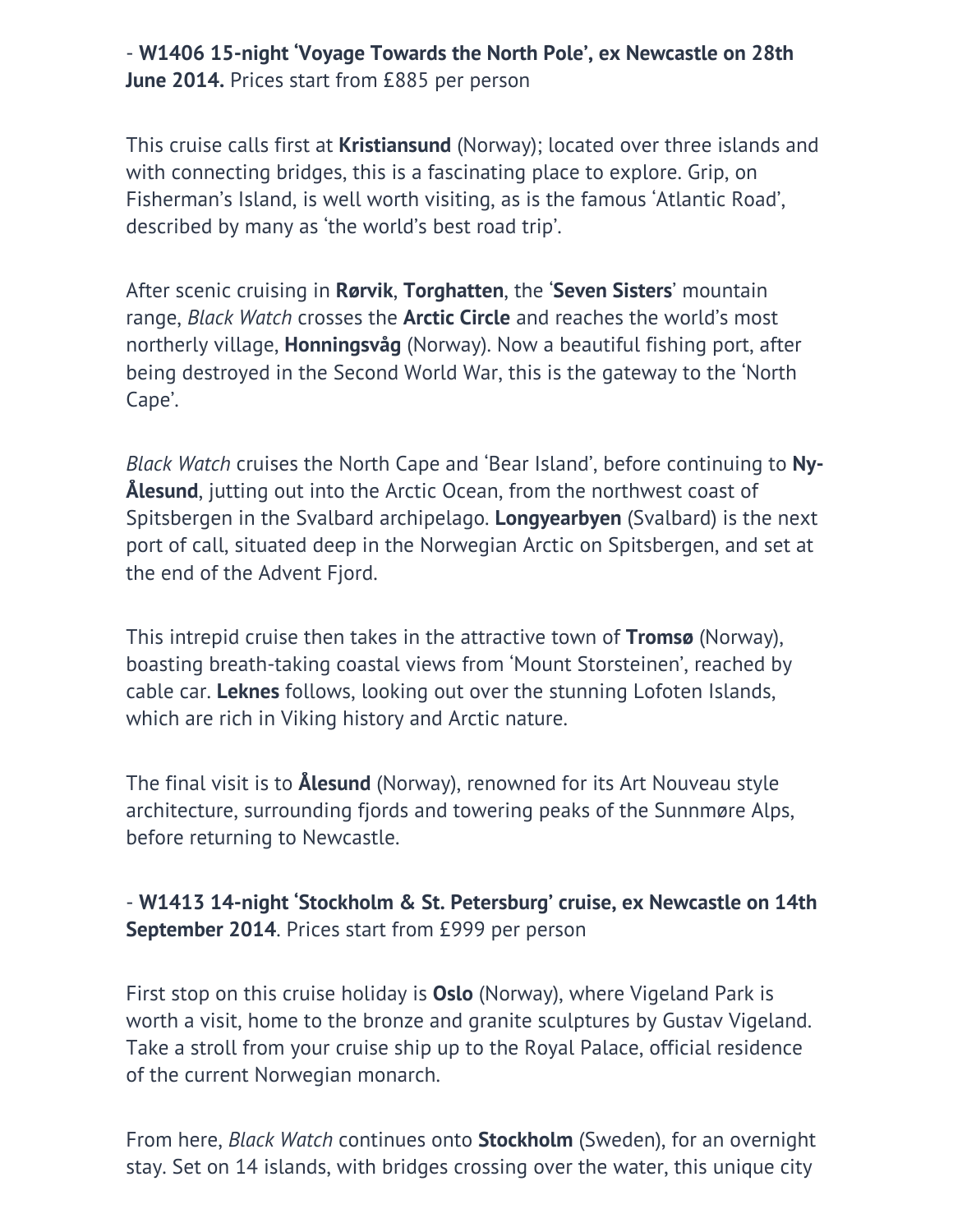- **W1406 15-night 'Voyage Towards the North Pole', ex Newcastle on 28th June 2014.** Prices start from £885 per person

This cruise calls first at **Kristiansund** (Norway); located over three islands and with connecting bridges, this is a fascinating place to explore. Grip, on Fisherman's Island, is well worth visiting, as is the famous 'Atlantic Road', described by many as 'the world's best road trip'.

After scenic cruising in **Rørvik**, **Torghatten**, the '**Seven Sisters**' mountain range, *Black Watch* crosses the **Arctic Circle** and reaches the world's most northerly village, **Honningsvåg** (Norway). Now a beautiful fishing port, after being destroyed in the Second World War, this is the gateway to the 'North Cape'.

*Black Watch* cruises the North Cape and 'Bear Island', before continuing to **Ny-Ålesund**, jutting out into the Arctic Ocean, from the northwest coast of Spitsbergen in the Svalbard archipelago. **Longyearbyen** (Svalbard) is the next port of call, situated deep in the Norwegian Arctic on Spitsbergen, and set at the end of the Advent Fjord.

This intrepid cruise then takes in the attractive town of **Tromsø** (Norway), boasting breath-taking coastal views from 'Mount Storsteinen', reached by cable car. **Leknes** follows, looking out over the stunning Lofoten Islands, which are rich in Viking history and Arctic nature.

The final visit is to **Ålesund** (Norway), renowned for its Art Nouveau style architecture, surrounding fjords and towering peaks of the Sunnmøre Alps, before returning to Newcastle.

- **W1413 14-night 'Stockholm & St. Petersburg' cruise, ex Newcastle on 14th September 2014**. Prices start from £999 per person

First stop on this cruise holiday is **Oslo** (Norway), where Vigeland Park is worth a visit, home to the bronze and granite sculptures by Gustav Vigeland. Take a stroll from your cruise ship up to the Royal Palace, official residence of the current Norwegian monarch.

From here, *Black Watch* continues onto **Stockholm** (Sweden), for an overnight stay. Set on 14 islands, with bridges crossing over the water, this unique city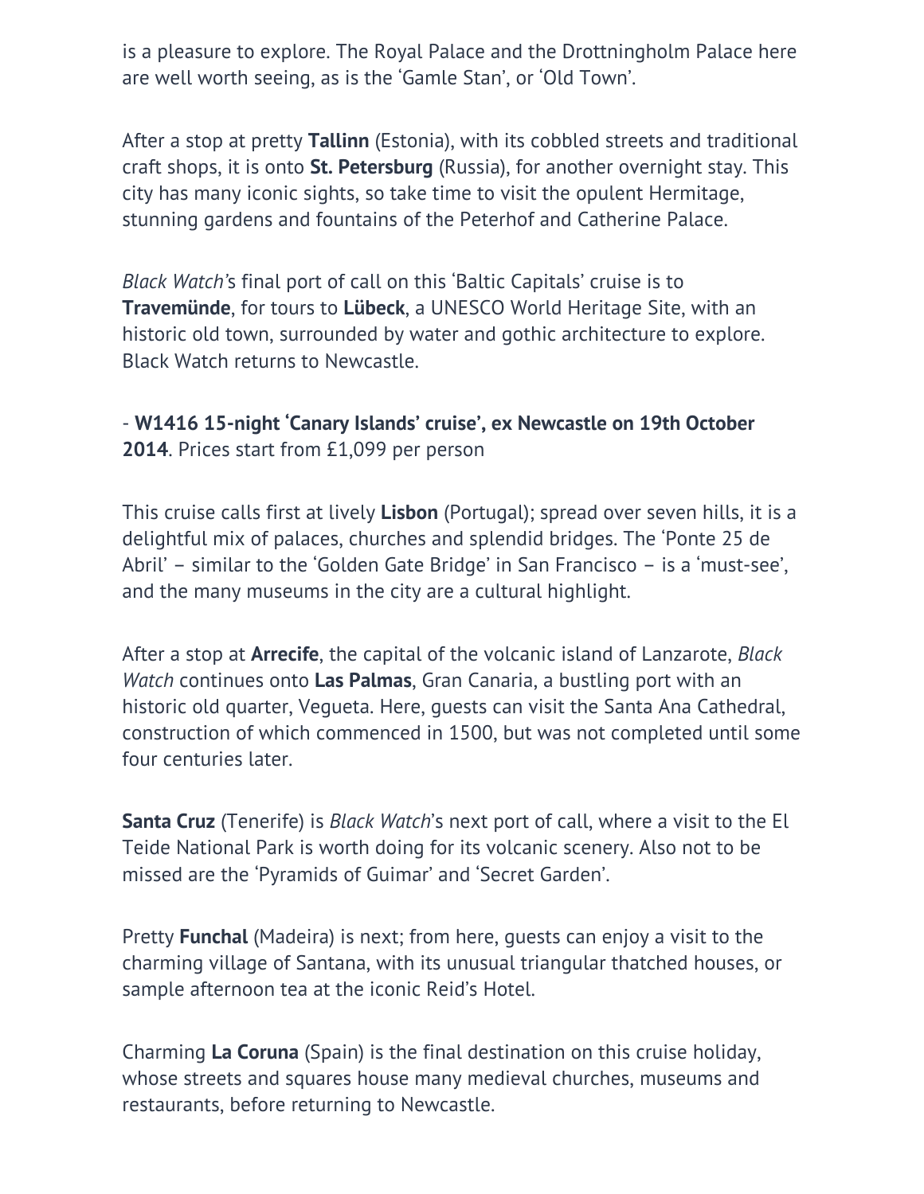is a pleasure to explore. The Royal Palace and the Drottningholm Palace here are well worth seeing, as is the 'Gamle Stan', or 'Old Town'.

After a stop at pretty **Tallinn** (Estonia), with its cobbled streets and traditional craft shops, it is onto **St. Petersburg** (Russia), for another overnight stay. This city has many iconic sights, so take time to visit the opulent Hermitage, stunning gardens and fountains of the Peterhof and Catherine Palace.

*Black Watch*'s final port of call on this 'Baltic Capitals' cruise is to **Travemünde**, for tours to **Lübeck**, a UNESCO World Heritage Site, with an historic old town, surrounded by water and gothic architecture to explore. Black Watch returns to Newcastle.

- **W1416 15-night 'Canary Islands' cruise', ex Newcastle on 19th October 2014**. Prices start from £1,099 per person

This cruise calls first at lively **Lisbon** (Portugal); spread over seven hills, it is a delightful mix of palaces, churches and splendid bridges. The 'Ponte 25 de Abril' – similar to the 'Golden Gate Bridge' in San Francisco – is a 'must-see', and the many museums in the city are a cultural highlight.

After a stop at **Arrecife**, the capital of the volcanic island of Lanzarote, *Black Watch* continues onto **Las Palmas**, Gran Canaria, a bustling port with an historic old quarter, Vegueta. Here, guests can visit the Santa Ana Cathedral, construction of which commenced in 1500, but was not completed until some four centuries later.

**Santa Cruz** (Tenerife) is *Black Watch*'s next port of call, where a visit to the El Teide National Park is worth doing for its volcanic scenery. Also not to be missed are the 'Pyramids of Guimar' and 'Secret Garden'.

Pretty **Funchal** (Madeira) is next; from here, guests can enjoy a visit to the charming village of Santana, with its unusual triangular thatched houses, or sample afternoon tea at the iconic Reid's Hotel.

Charming **La Coruna** (Spain) is the final destination on this cruise holiday, whose streets and squares house many medieval churches, museums and restaurants, before returning to Newcastle.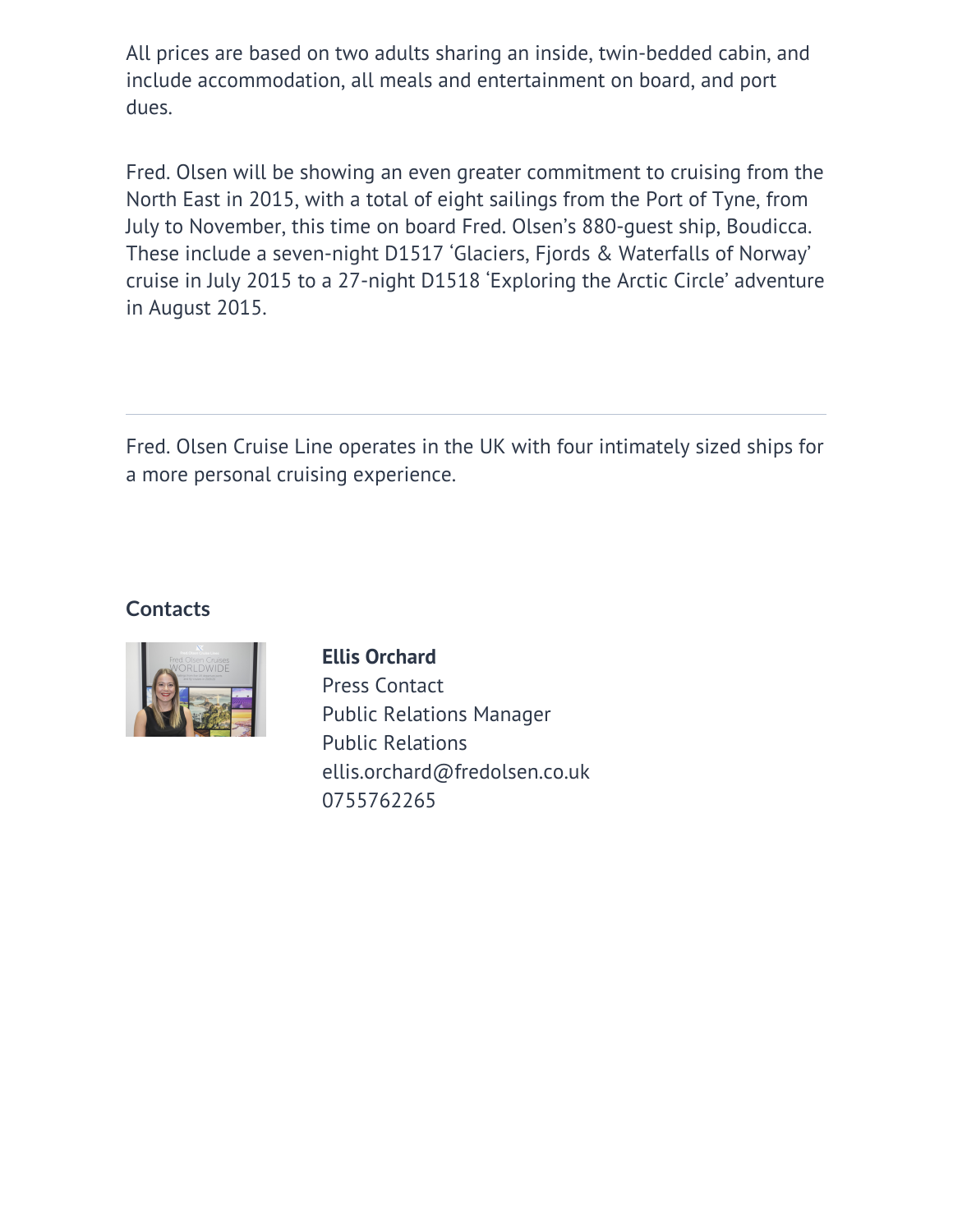All prices are based on two adults sharing an inside, twin-bedded cabin, and include accommodation, all meals and entertainment on board, and port dues.

Fred. Olsen will be showing an even greater commitment to cruising from the North East in 2015, with a total of eight sailings from the Port of Tyne, from July to November, this time on board Fred. Olsen's 880-guest ship, Boudicca. These include a seven-night D1517 'Glaciers, Fjords & Waterfalls of Norway' cruise in July 2015 to a 27-night D1518 'Exploring the Arctic Circle' adventure in August 2015.

---

Fred. Olsen Cruise Line operates in the UK with four intimately sized ships for a more personal cruising experience.

## Contacts

**Ellis Orchard**
Press Contact
Public Relations Manager
Public Relations
ellis.orchard@fredolsen.co.uk
0755762265